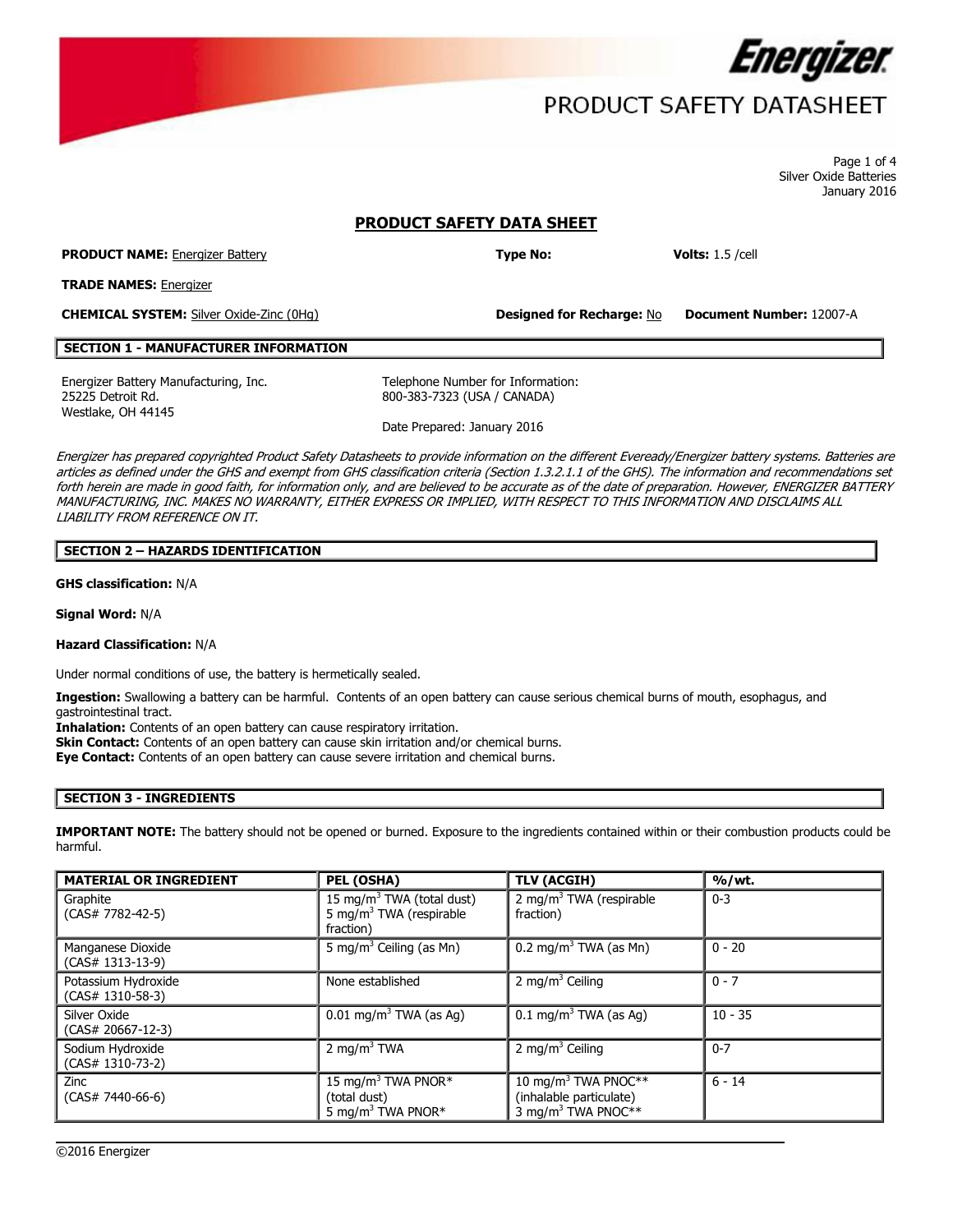# PRODUCT SAFETY DATASHEET

Silver Oxide Batteries
January 2016

## PRODUCT SAFETY DATA SHEET

**PRODUCT NAME:** Energizer Battery **Type No:** **Volts:** 1.5 /cell

**TRADE NAMES:** Energizer

**CHEMICAL SYSTEM:** Silver Oxide-Zinc (0Hg) **Designed for Recharge:** No **Document Number:** 12007-A

## SECTION 1 - MANUFACTURER INFORMATION

Energizer Battery Manufacturing, Inc.
25225 Detroit Rd.
Westlake, OH 44145

Telephone Number for Information:
800-383-7323 (USA / CANADA)

Date Prepared: January 2016

*Energizer has prepared copyrighted Product Safety Datasheets to provide information on the different Eveready/Energizer battery systems. Batteries are articles as defined under the GHS and exempt from GHS classification criteria (Section 1.3.2.1.1 of the GHS). The information and recommendations set forth herein are made in good faith, for information only, and are believed to be accurate as of the date of preparation. However, ENERGIZER BATTERY MANUFACTURING, INC. MAKES NO WARRANTY, EITHER EXPRESS OR IMPLIED, WITH RESPECT TO THIS INFORMATION AND DISCLAIMS ALL LIABILITY FROM REFERENCE ON IT.*

## SECTION 2 – HAZARDS IDENTIFICATION

**GHS classification:** N/A

**Signal Word:** N/A

**Hazard Classification:** N/A

Under normal conditions of use, the battery is hermetically sealed.

**Ingestion:** Swallowing a battery can be harmful. Contents of an open battery can cause serious chemical burns of mouth, esophagus, and gastrointestinal tract.
**Inhalation:** Contents of an open battery can cause respiratory irritation.
**Skin Contact:** Contents of an open battery can cause skin irritation and/or chemical burns.
**Eye Contact:** Contents of an open battery can cause severe irritation and chemical burns.

## SECTION 3 - INGREDIENTS

**IMPORTANT NOTE:** The battery should not be opened or burned. Exposure to the ingredients contained within or their combustion products could be harmful.

| MATERIAL OR INGREDIENT | PEL (OSHA) | TLV (ACGIH) | %/wt. |
|---|---|---|---|
| Graphite (CAS# 7782-42-5) | 15 mg/m$^3$ TWA (total dust) 5 mg/m$^3$ TWA (respirable fraction) | 2 mg/m$^3$ TWA (respirable fraction) | 0-3 |
| Manganese Dioxide (CAS# 1313-13-9) | 5 mg/m$^3$ Ceiling (as Mn) | 0.2 mg/m$^3$ TWA (as Mn) | 0 - 20 |
| Potassium Hydroxide (CAS# 1310-58-3) | None established | 2 mg/m$^3$ Ceiling | 0 - 7 |
| Silver Oxide (CAS# 20667-12-3) | 0.01 mg/m$^3$ TWA (as Ag) | 0.1 mg/m$^3$ TWA (as Ag) | 10 - 35 |
| Sodium Hydroxide (CAS# 1310-73-2) | 2 mg/m$^3$ TWA | 2 mg/m$^3$ Ceiling | 0-7 |
| Zinc (CAS# 7440-66-6) | 15 mg/m$^3$ TWA PNOR* (total dust) 5 mg/m$^3$ TWA PNOR* | 10 mg/m$^3$ TWA PNOC** (inhalable particulate) 3 mg/m$^3$ TWA PNOC** | 6 - 14 |

©2016 Energizer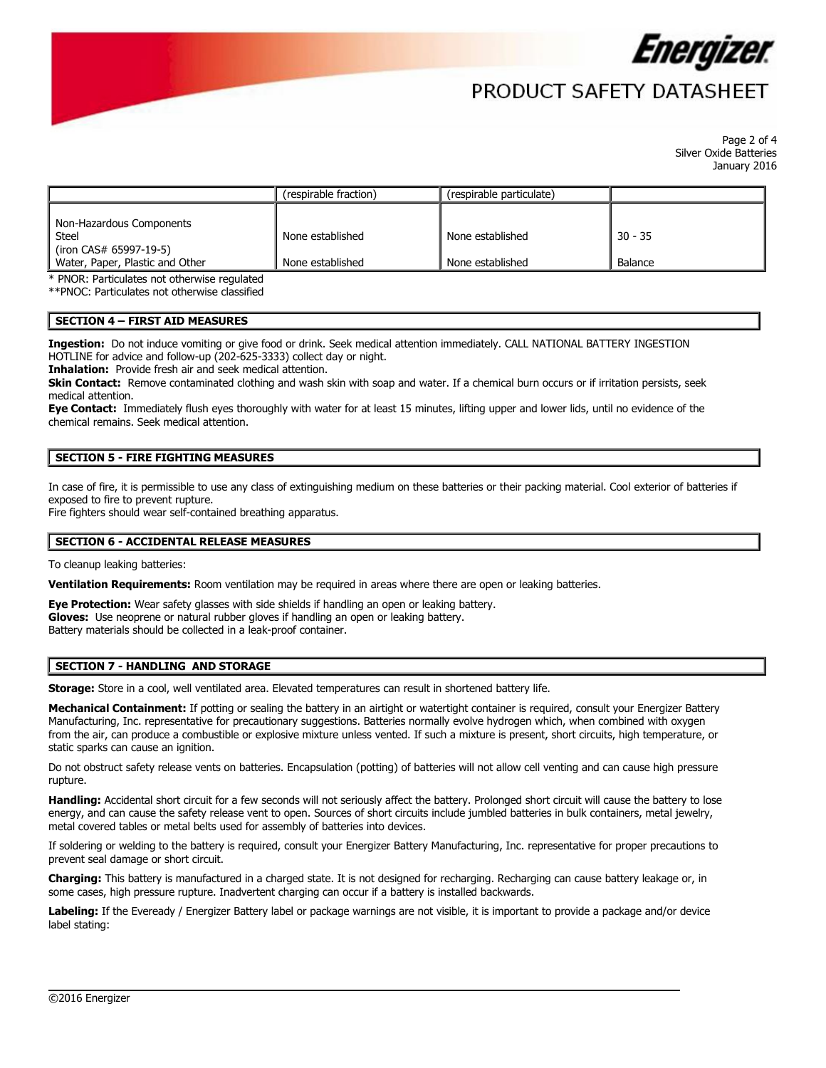| | (respirable fraction) | (respirable particulate) | |
|---|---|---|---|
| Non-Hazardous Components<br>Steel<br>(iron CAS# 65997-19-5) | None established | None established | 30 - 35 |
| Water, Paper, Plastic and Other | None established | None established | Balance |

* PNOR: Particulates not otherwise regulated
**PNOC: Particulates not otherwise classified

## SECTION 4 – FIRST AID MEASURES

**Ingestion:** Do not induce vomiting or give food or drink. Seek medical attention immediately. CALL NATIONAL BATTERY INGESTION HOTLINE for advice and follow-up (202-625-3333) collect day or night.
**Inhalation:** Provide fresh air and seek medical attention.
**Skin Contact:** Remove contaminated clothing and wash skin with soap and water. If a chemical burn occurs or if irritation persists, seek medical attention.
**Eye Contact:** Immediately flush eyes thoroughly with water for at least 15 minutes, lifting upper and lower lids, until no evidence of the chemical remains. Seek medical attention.

## SECTION 5 - FIRE FIGHTING MEASURES

In case of fire, it is permissible to use any class of extinguishing medium on these batteries or their packing material. Cool exterior of batteries if exposed to fire to prevent rupture.
Fire fighters should wear self-contained breathing apparatus.

## SECTION 6 - ACCIDENTAL RELEASE MEASURES

To cleanup leaking batteries:

**Ventilation Requirements:** Room ventilation may be required in areas where there are open or leaking batteries.

**Eye Protection:** Wear safety glasses with side shields if handling an open or leaking battery.
**Gloves:** Use neoprene or natural rubber gloves if handling an open or leaking battery.
Battery materials should be collected in a leak-proof container.

## SECTION 7 - HANDLING AND STORAGE

**Storage:** Store in a cool, well ventilated area. Elevated temperatures can result in shortened battery life.

**Mechanical Containment:** If potting or sealing the battery in an airtight or watertight container is required, consult your Energizer Battery Manufacturing, Inc. representative for precautionary suggestions. Batteries normally evolve hydrogen which, when combined with oxygen from the air, can produce a combustible or explosive mixture unless vented. If such a mixture is present, short circuits, high temperature, or static sparks can cause an ignition.

Do not obstruct safety release vents on batteries. Encapsulation (potting) of batteries will not allow cell venting and can cause high pressure rupture.

**Handling:** Accidental short circuit for a few seconds will not seriously affect the battery. Prolonged short circuit will cause the battery to lose energy, and can cause the safety release vent to open. Sources of short circuits include jumbled batteries in bulk containers, metal jewelry, metal covered tables or metal belts used for assembly of batteries into devices.

If soldering or welding to the battery is required, consult your Energizer Battery Manufacturing, Inc. representative for proper precautions to prevent seal damage or short circuit.

**Charging:** This battery is manufactured in a charged state. It is not designed for recharging. Recharging can cause battery leakage or, in some cases, high pressure rupture. Inadvertent charging can occur if a battery is installed backwards.

**Labeling:** If the Eveready / Energizer Battery label or package warnings are not visible, it is important to provide a package and/or device label stating: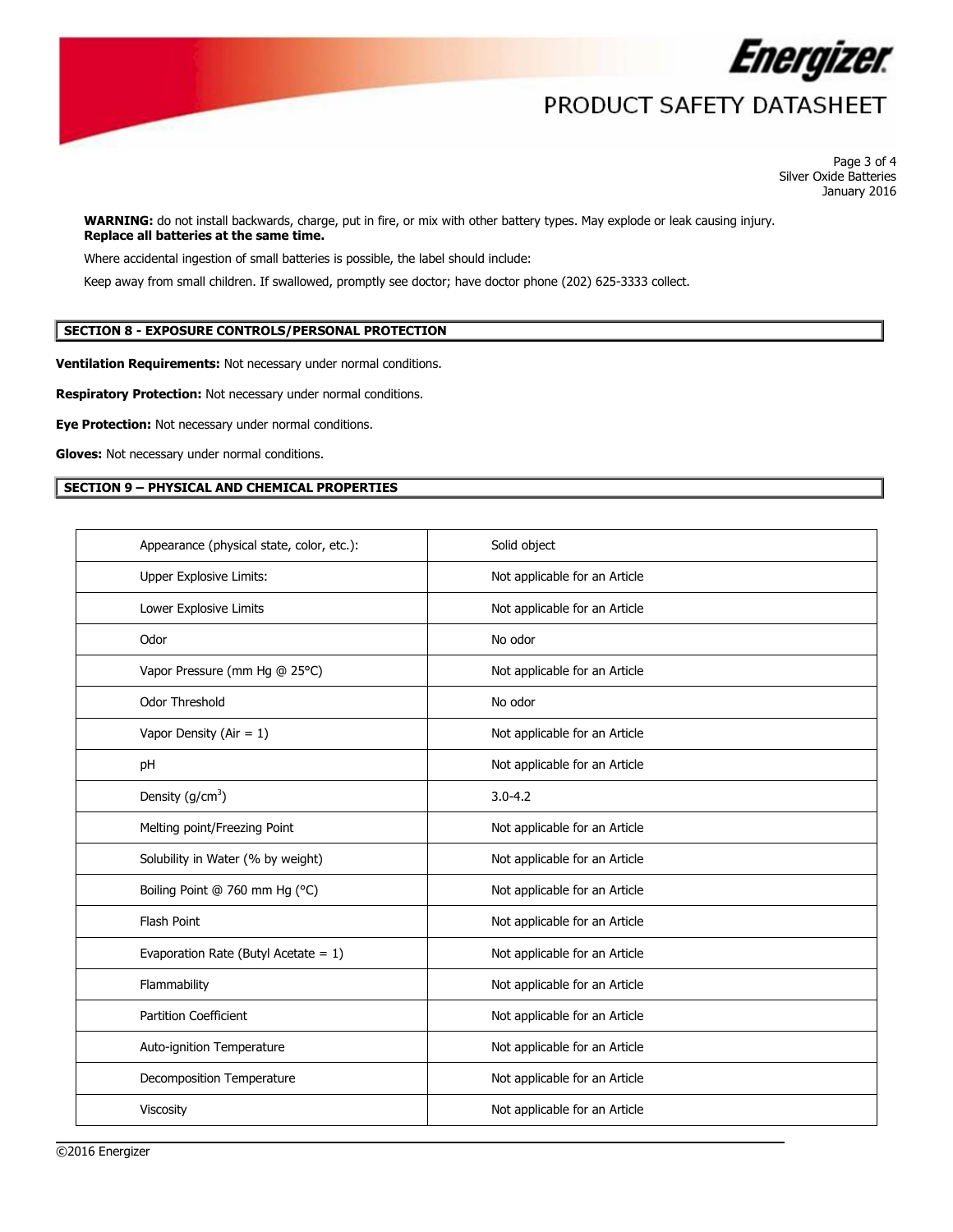**WARNING:** do not install backwards, charge, put in fire, or mix with other battery types. May explode or leak causing injury.
**Replace all batteries at the same time.**

Where accidental ingestion of small batteries is possible, the label should include:

Keep away from small children. If swallowed, promptly see doctor; have doctor phone (202) 625-3333 collect.

## SECTION 8 - EXPOSURE CONTROLS/PERSONAL PROTECTION

**Ventilation Requirements:** Not necessary under normal conditions.

**Respiratory Protection:** Not necessary under normal conditions.

**Eye Protection:** Not necessary under normal conditions.

**Gloves:** Not necessary under normal conditions.

## SECTION 9 – PHYSICAL AND CHEMICAL PROPERTIES

| Property | Value |
|---|---|
| Appearance (physical state, color, etc.): | Solid object |
| Upper Explosive Limits: | Not applicable for an Article |
| Lower Explosive Limits | Not applicable for an Article |
| Odor | No odor |
| Vapor Pressure (mm Hg @ 25°C) | Not applicable for an Article |
| Odor Threshold | No odor |
| Vapor Density (Air = 1) | Not applicable for an Article |
| pH | Not applicable for an Article |
| Density ($g/cm^3$) | 3.0-4.2 |
| Melting point/Freezing Point | Not applicable for an Article |
| Solubility in Water (% by weight) | Not applicable for an Article |
| Boiling Point @ 760 mm Hg (°C) | Not applicable for an Article |
| Flash Point | Not applicable for an Article |
| Evaporation Rate (Butyl Acetate = 1) | Not applicable for an Article |
| Flammability | Not applicable for an Article |
| Partition Coefficient | Not applicable for an Article |
| Auto-ignition Temperature | Not applicable for an Article |
| Decomposition Temperature | Not applicable for an Article |
| Viscosity | Not applicable for an Article |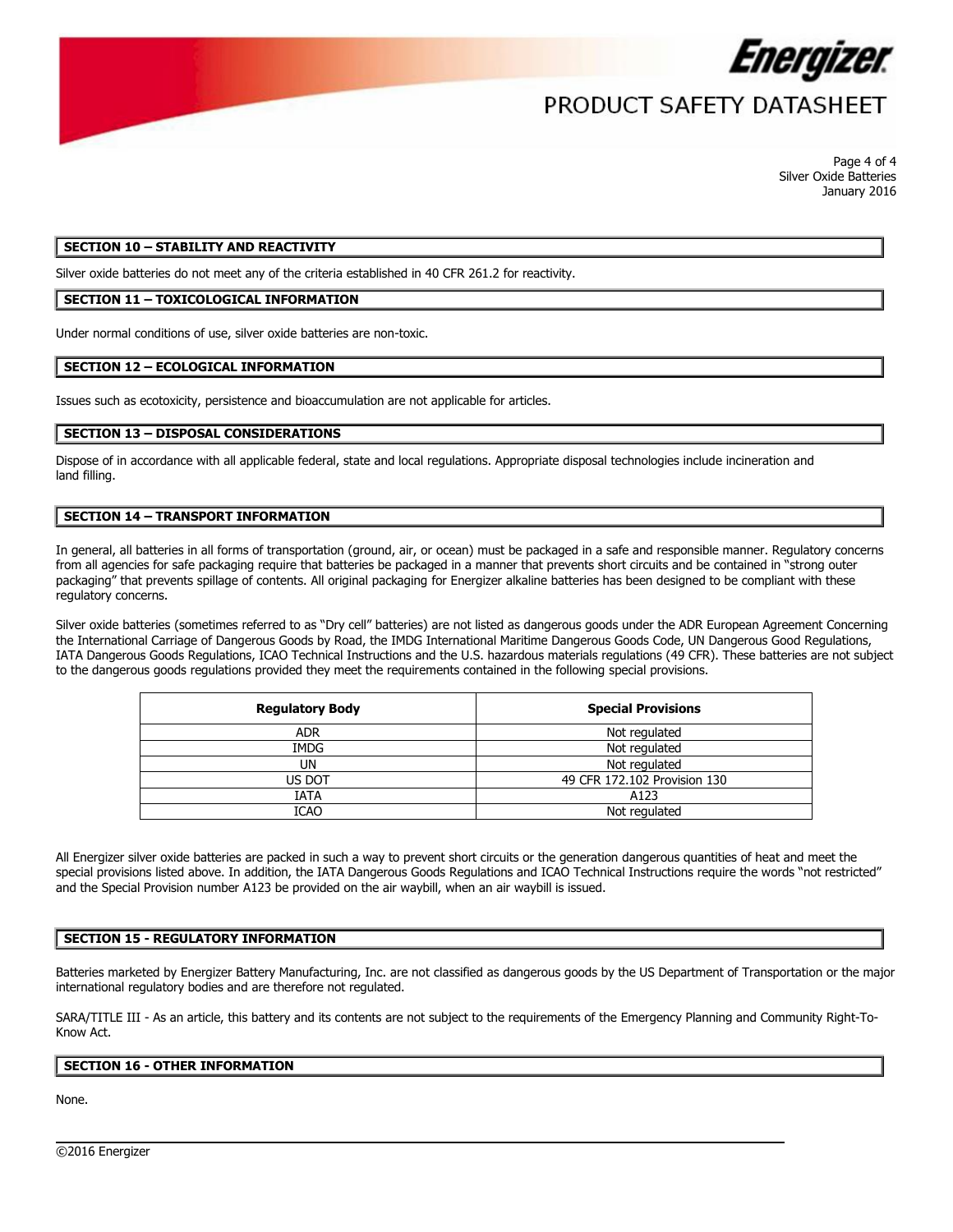## SECTION 10 – STABILITY AND REACTIVITY

Silver oxide batteries do not meet any of the criteria established in 40 CFR 261.2 for reactivity.

## SECTION 11 – TOXICOLOGICAL INFORMATION

Under normal conditions of use, silver oxide batteries are non-toxic.

## SECTION 12 – ECOLOGICAL INFORMATION

Issues such as ecotoxicity, persistence and bioaccumulation are not applicable for articles.

## SECTION 13 – DISPOSAL CONSIDERATIONS

Dispose of in accordance with all applicable federal, state and local regulations. Appropriate disposal technologies include incineration and land filling.

## SECTION 14 – TRANSPORT INFORMATION

In general, all batteries in all forms of transportation (ground, air, or ocean) must be packaged in a safe and responsible manner. Regulatory concerns from all agencies for safe packaging require that batteries be packaged in a manner that prevents short circuits and be contained in "strong outer packaging" that prevents spillage of contents. All original packaging for Energizer alkaline batteries has been designed to be compliant with these regulatory concerns.

Silver oxide batteries (sometimes referred to as "Dry cell" batteries) are not listed as dangerous goods under the ADR European Agreement Concerning the International Carriage of Dangerous Goods by Road, the IMDG International Maritime Dangerous Goods Code, UN Dangerous Good Regulations, IATA Dangerous Goods Regulations, ICAO Technical Instructions and the U.S. hazardous materials regulations (49 CFR). These batteries are not subject to the dangerous goods regulations provided they meet the requirements contained in the following special provisions.

| Regulatory Body | Special Provisions |
|---|---|
| ADR | Not regulated |
| IMDG | Not regulated |
| UN | Not regulated |
| US DOT | 49 CFR 172.102 Provision 130 |
| IATA | A123 |
| ICAO | Not regulated |

All Energizer silver oxide batteries are packed in such a way to prevent short circuits or the generation dangerous quantities of heat and meet the special provisions listed above. In addition, the IATA Dangerous Goods Regulations and ICAO Technical Instructions require the words "not restricted" and the Special Provision number A123 be provided on the air waybill, when an air waybill is issued.

## SECTION 15 - REGULATORY INFORMATION

Batteries marketed by Energizer Battery Manufacturing, Inc. are not classified as dangerous goods by the US Department of Transportation or the major international regulatory bodies and are therefore not regulated.

SARA/TITLE III - As an article, this battery and its contents are not subject to the requirements of the Emergency Planning and Community Right-To-Know Act.

## SECTION 16 - OTHER INFORMATION

None.

©2016 Energizer